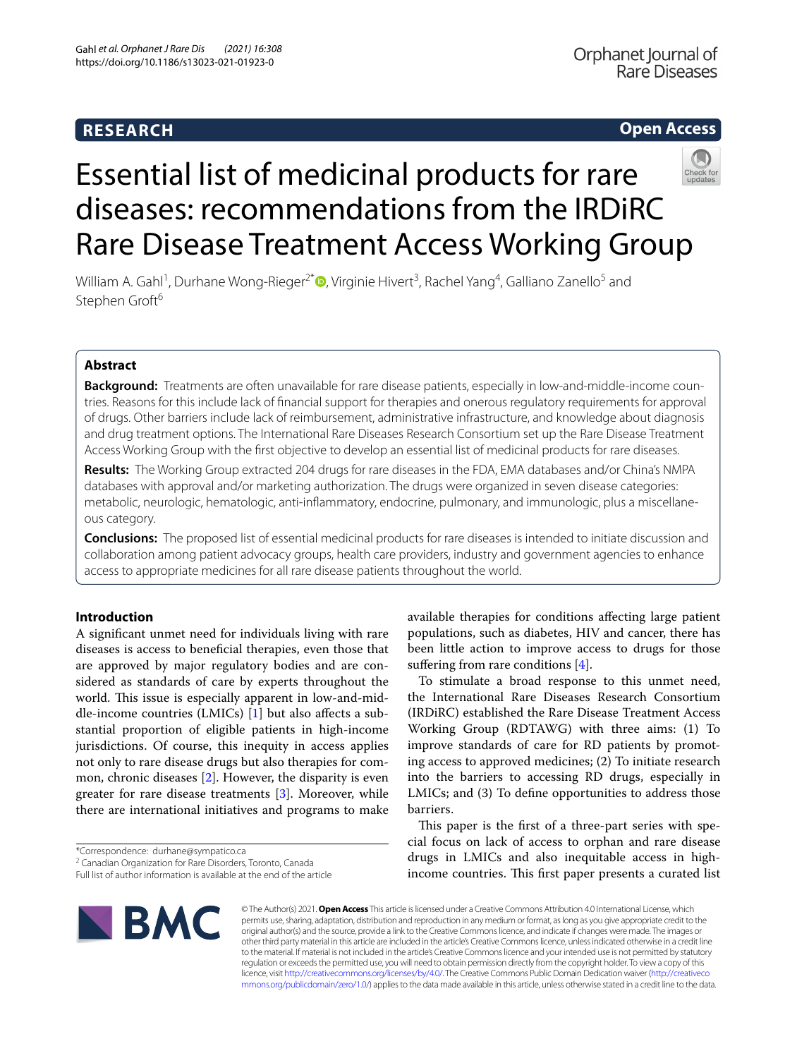RESEARCH

Open Access

# Essential list of medicinal products for rare diseases: recommendations from the IRDiRC Rare Disease Treatment Access Working Group

William A. Gahl[1], Durhane Wong-Rieger[2*], Virginie Hivert[3], Rachel Yang[4], Galliano Zanello[5] and Stephen Groft[6]

## Abstract

**Background:** Treatments are often unavailable for rare disease patients, especially in low-and-middle-income countries. Reasons for this include lack of financial support for therapies and onerous regulatory requirements for approval of drugs. Other barriers include lack of reimbursement, administrative infrastructure, and knowledge about diagnosis and drug treatment options. The International Rare Diseases Research Consortium set up the Rare Disease Treatment Access Working Group with the first objective to develop an essential list of medicinal products for rare diseases.

**Results:** The Working Group extracted 204 drugs for rare diseases in the FDA, EMA databases and/or China's NMPA databases with approval and/or marketing authorization. The drugs were organized in seven disease categories: metabolic, neurologic, hematologic, anti-inflammatory, endocrine, pulmonary, and immunologic, plus a miscellaneous category.

**Conclusions:** The proposed list of essential medicinal products for rare diseases is intended to initiate discussion and collaboration among patient advocacy groups, health care providers, industry and government agencies to enhance access to appropriate medicines for all rare disease patients throughout the world.

## Introduction

A significant unmet need for individuals living with rare diseases is access to beneficial therapies, even those that are approved by major regulatory bodies and are considered as standards of care by experts throughout the world. This issue is especially apparent in low-and-middle-income countries (LMICs) [1] but also affects a substantial proportion of eligible patients in high-income jurisdictions. Of course, this inequity in access applies not only to rare disease drugs but also therapies for common, chronic diseases [2]. However, the disparity is even greater for rare disease treatments [3]. Moreover, while there are international initiatives and programs to make available therapies for conditions affecting large patient populations, such as diabetes, HIV and cancer, there has been little action to improve access to drugs for those suffering from rare conditions [4].

To stimulate a broad response to this unmet need, the International Rare Diseases Research Consortium (IRDiRC) established the Rare Disease Treatment Access Working Group (RDTAWG) with three aims: (1) To improve standards of care for RD patients by promoting access to approved medicines; (2) To initiate research into the barriers to accessing RD drugs, especially in LMICs; and (3) To define opportunities to address those barriers.

This paper is the first of a three-part series with special focus on lack of access to orphan and rare disease drugs in LMICs and also inequitable access in high-income countries. This first paper presents a curated list

*Correspondence: durhane@sympatico.ca
[2] Canadian Organization for Rare Disorders, Toronto, Canada
Full list of author information is available at the end of the article

© The Author(s) 2021. **Open Access** This article is licensed under a Creative Commons Attribution 4.0 International License, which permits use, sharing, adaptation, distribution and reproduction in any medium or format, as long as you give appropriate credit to the original author(s) and the source, provide a link to the Creative Commons licence, and indicate if changes were made. The images or other third party material in this article are included in the article's Creative Commons licence, unless indicated otherwise in a credit line to the material. If material is not included in the article's Creative Commons licence and your intended use is not permitted by statutory regulation or exceeds the permitted use, you will need to obtain permission directly from the copyright holder. To view a copy of this licence, visit http://creativecommons.org/licenses/by/4.0/. The Creative Commons Public Domain Dedication waiver (http://creativecommons.org/publicdomain/zero/1.0/) applies to the data made available in this article, unless otherwise stated in a credit line to the data.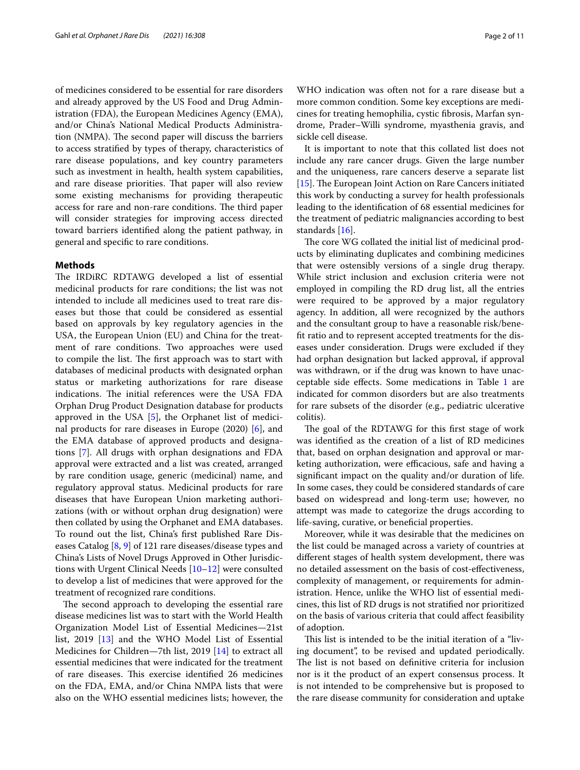of medicines considered to be essential for rare disorders and already approved by the US Food and Drug Administration (FDA), the European Medicines Agency (EMA), and/or China's National Medical Products Administration (NMPA). The second paper will discuss the barriers to access stratified by types of therapy, characteristics of rare disease populations, and key country parameters such as investment in health, health system capabilities, and rare disease priorities. That paper will also review some existing mechanisms for providing therapeutic access for rare and non-rare conditions. The third paper will consider strategies for improving access directed toward barriers identified along the patient pathway, in general and specific to rare conditions.

## Methods

The IRDiRC RDTAWG developed a list of essential medicinal products for rare conditions; the list was not intended to include all medicines used to treat rare diseases but those that could be considered as essential based on approvals by key regulatory agencies in the USA, the European Union (EU) and China for the treatment of rare conditions. Two approaches were used to compile the list. The first approach was to start with databases of medicinal products with designated orphan status or marketing authorizations for rare disease indications. The initial references were the USA FDA Orphan Drug Product Designation database for products approved in the USA [5], the Orphanet list of medicinal products for rare diseases in Europe (2020) [6], and the EMA database of approved products and designations [7]. All drugs with orphan designations and FDA approval were extracted and a list was created, arranged by rare condition usage, generic (medicinal) name, and regulatory approval status. Medicinal products for rare diseases that have European Union marketing authorizations (with or without orphan drug designation) were then collated by using the Orphanet and EMA databases. To round out the list, China's first published Rare Diseases Catalog [8, 9] of 121 rare diseases/disease types and China's Lists of Novel Drugs Approved in Other Jurisdictions with Urgent Clinical Needs [10–12] were consulted to develop a list of medicines that were approved for the treatment of recognized rare conditions.

The second approach to developing the essential rare disease medicines list was to start with the World Health Organization Model List of Essential Medicines—21st list, 2019 [13] and the WHO Model List of Essential Medicines for Children—7th list, 2019 [14] to extract all essential medicines that were indicated for the treatment of rare diseases. This exercise identified 26 medicines on the FDA, EMA, and/or China NMPA lists that were also on the WHO essential medicines lists; however, the WHO indication was often not for a rare disease but a more common condition. Some key exceptions are medicines for treating hemophilia, cystic fibrosis, Marfan syndrome, Prader–Willi syndrome, myasthenia gravis, and sickle cell disease.

It is important to note that this collated list does not include any rare cancer drugs. Given the large number and the uniqueness, rare cancers deserve a separate list [15]. The European Joint Action on Rare Cancers initiated this work by conducting a survey for health professionals leading to the identification of 68 essential medicines for the treatment of pediatric malignancies according to best standards [16].

The core WG collated the initial list of medicinal products by eliminating duplicates and combining medicines that were ostensibly versions of a single drug therapy. While strict inclusion and exclusion criteria were not employed in compiling the RD drug list, all the entries were required to be approved by a major regulatory agency. In addition, all were recognized by the authors and the consultant group to have a reasonable risk/benefit ratio and to represent accepted treatments for the diseases under consideration. Drugs were excluded if they had orphan designation but lacked approval, if approval was withdrawn, or if the drug was known to have unacceptable side effects. Some medications in Table 1 are indicated for common disorders but are also treatments for rare subsets of the disorder (e.g., pediatric ulcerative colitis).

The goal of the RDTAWG for this first stage of work was identified as the creation of a list of RD medicines that, based on orphan designation and approval or marketing authorization, were efficacious, safe and having a significant impact on the quality and/or duration of life. In some cases, they could be considered standards of care based on widespread and long-term use; however, no attempt was made to categorize the drugs according to life-saving, curative, or beneficial properties.

Moreover, while it was desirable that the medicines on the list could be managed across a variety of countries at different stages of health system development, there was no detailed assessment on the basis of cost-effectiveness, complexity of management, or requirements for administration. Hence, unlike the WHO list of essential medicines, this list of RD drugs is not stratified nor prioritized on the basis of various criteria that could affect feasibility of adoption.

This list is intended to be the initial iteration of a "living document", to be revised and updated periodically. The list is not based on definitive criteria for inclusion nor is it the product of an expert consensus process. It is not intended to be comprehensive but is proposed to the rare disease community for consideration and uptake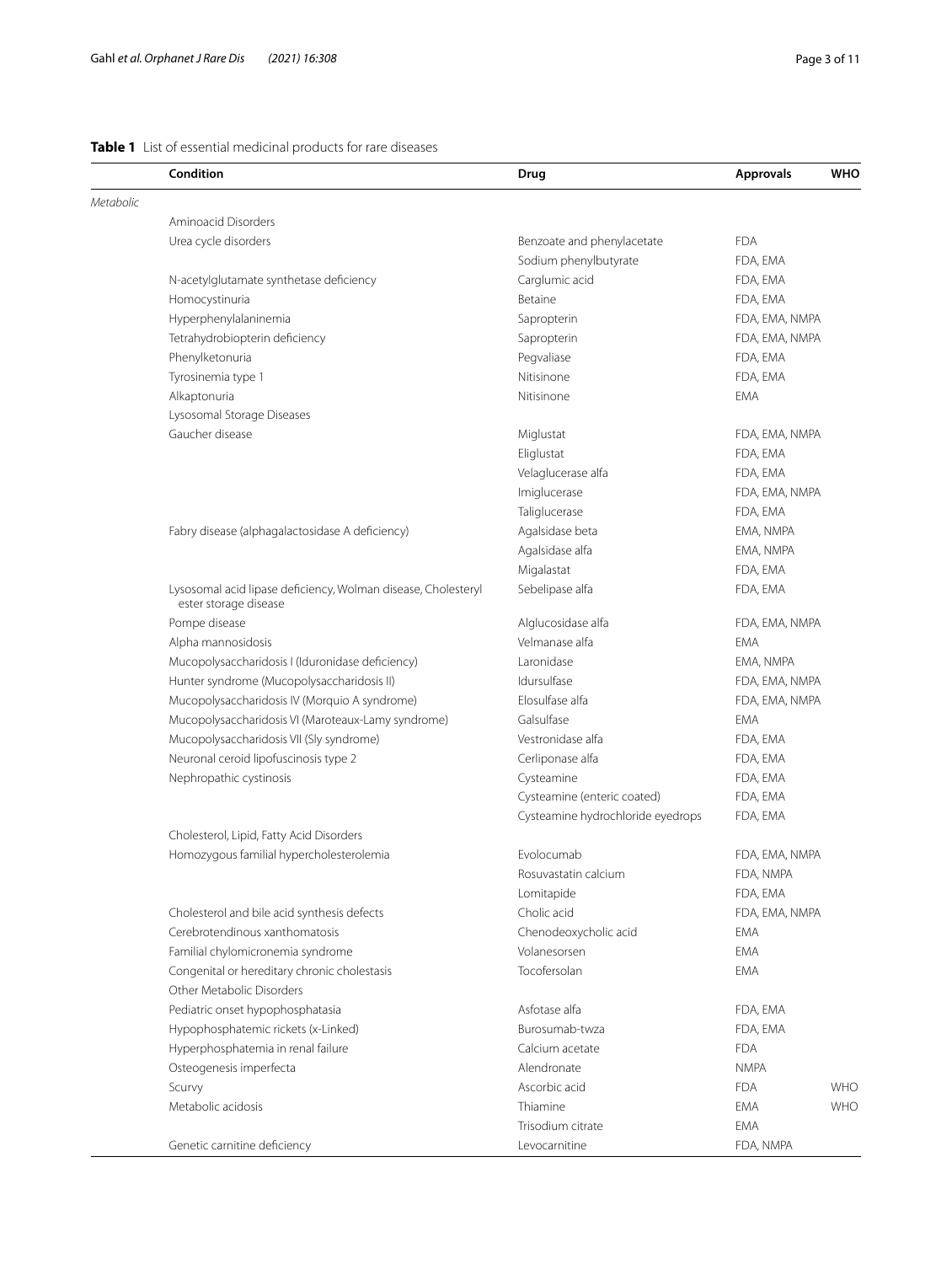**Table 1** List of essential medicinal products for rare diseases

| | Condition | Drug | Approvals | WHO |
|---|---|---|---|---|
| *Metabolic* | | | | |
| | Aminoacid Disorders | | | |
| | Urea cycle disorders | Benzoate and phenylacetate | FDA | |
| | | Sodium phenylbutyrate | FDA, EMA | |
| | N-acetylglutamate synthetase deficiency | Carglumic acid | FDA, EMA | |
| | Homocystinuria | Betaine | FDA, EMA | |
| | Hyperphenylalaninemia | Sapropterin | FDA, EMA, NMPA | |
| | Tetrahydrobiopterin deficiency | Sapropterin | FDA, EMA, NMPA | |
| | Phenylketonuria | Pegvaliase | FDA, EMA | |
| | Tyrosinemia type 1 | Nitisinone | FDA, EMA | |
| | Alkaptonuria | Nitisinone | EMA | |
| | Lysosomal Storage Diseases | | | |
| | Gaucher disease | Miglustat | FDA, EMA, NMPA | |
| | | Eliglustat | FDA, EMA | |
| | | Velaglucerase alfa | FDA, EMA | |
| | | Imiglucerase | FDA, EMA, NMPA | |
| | | Taliglucerase | FDA, EMA | |
| | Fabry disease (alphagalactosidase A deficiency) | Agalsidase beta | EMA, NMPA | |
| | | Agalsidase alfa | EMA, NMPA | |
| | | Migalastat | FDA, EMA | |
| | Lysosomal acid lipase deficiency, Wolman disease, Cholesteryl ester storage disease | Sebelipase alfa | FDA, EMA | |
| | Pompe disease | Alglucosidase alfa | FDA, EMA, NMPA | |
| | Alpha mannosidosis | Velmanase alfa | EMA | |
| | Mucopolysaccharidosis I (Iduronidase deficiency) | Laronidase | EMA, NMPA | |
| | Hunter syndrome (Mucopolysaccharidosis II) | Idursulfase | FDA, EMA, NMPA | |
| | Mucopolysaccharidosis IV (Morquio A syndrome) | Elosulfase alfa | FDA, EMA, NMPA | |
| | Mucopolysaccharidosis VI (Maroteaux-Lamy syndrome) | Galsulfase | EMA | |
| | Mucopolysaccharidosis VII (Sly syndrome) | Vestronidase alfa | FDA, EMA | |
| | Neuronal ceroid lipofuscinosis type 2 | Cerliponase alfa | FDA, EMA | |
| | Nephropathic cystinosis | Cysteamine | FDA, EMA | |
| | | Cysteamine (enteric coated) | FDA, EMA | |
| | | Cysteamine hydrochloride eyedrops | FDA, EMA | |
| | Cholesterol, Lipid, Fatty Acid Disorders | | | |
| | Homozygous familial hypercholesterolemia | Evolocumab | FDA, EMA, NMPA | |
| | | Rosuvastatin calcium | FDA, NMPA | |
| | | Lomitapide | FDA, EMA | |
| | Cholesterol and bile acid synthesis defects | Cholic acid | FDA, EMA, NMPA | |
| | Cerebrotendinous xanthomatosis | Chenodeoxycholic acid | EMA | |
| | Familial chylomicronemia syndrome | Volanesorsen | EMA | |
| | Congenital or hereditary chronic cholestasis | Tocofersolan | EMA | |
| | Other Metabolic Disorders | | | |
| | Pediatric onset hypophosphatasia | Asfotase alfa | FDA, EMA | |
| | Hypophosphatemic rickets (x-Linked) | Burosumab-twza | FDA, EMA | |
| | Hyperphosphatemia in renal failure | Calcium acetate | FDA | |
| | Osteogenesis imperfecta | Alendronate | NMPA | |
| | Scurvy | Ascorbic acid | FDA | WHO |
| | Metabolic acidosis | Thiamine | EMA | WHO |
| | | Trisodium citrate | EMA | |
| | Genetic carnitine deficiency | Levocarnitine | FDA, NMPA | |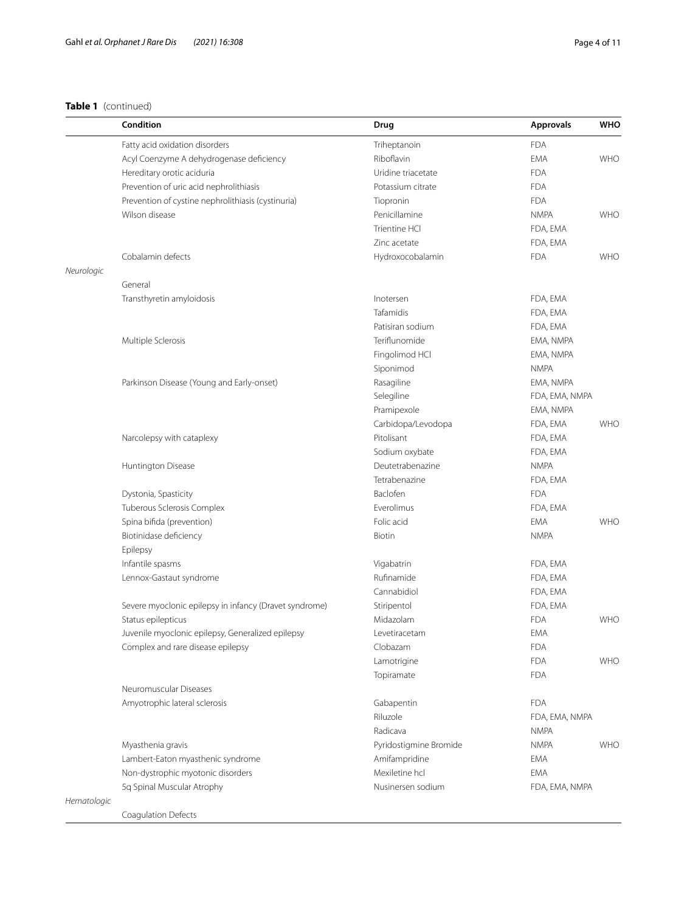**Table 1** (continued)

| | Condition | Drug | Approvals | WHO |
|---|---|---|---|---|
| | Fatty acid oxidation disorders | Triheptanoin | FDA | |
| | Acyl Coenzyme A dehydrogenase deficiency | Riboflavin | EMA | WHO |
| | Hereditary orotic aciduria | Uridine triacetate | FDA | |
| | Prevention of uric acid nephrolithiasis | Potassium citrate | FDA | |
| | Prevention of cystine nephrolithiasis (cystinuria) | Tiopronin | FDA | |
| | Wilson disease | Penicillamine | NMPA | WHO |
| | | Trientine HCl | FDA, EMA | |
| | | Zinc acetate | FDA, EMA | |
| | Cobalamin defects | Hydroxocobalamin | FDA | WHO |
| *Neurologic* | | | | |
| | General | | | |
| | Transthyretin amyloidosis | Inotersen | FDA, EMA | |
| | | Tafamidis | FDA, EMA | |
| | | Patisiran sodium | FDA, EMA | |
| | Multiple Sclerosis | Teriflunomide | EMA, NMPA | |
| | | Fingolimod HCl | EMA, NMPA | |
| | | Siponimod | NMPA | |
| | Parkinson Disease (Young and Early-onset) | Rasagiline | EMA, NMPA | |
| | | Selegiline | FDA, EMA, NMPA | |
| | | Pramipexole | EMA, NMPA | |
| | | Carbidopa/Levodopa | FDA, EMA | WHO |
| | Narcolepsy with cataplexy | Pitolisant | FDA, EMA | |
| | | Sodium oxybate | FDA, EMA | |
| | Huntington Disease | Deutetrabenazine | NMPA | |
| | | Tetrabenazine | FDA, EMA | |
| | Dystonia, Spasticity | Baclofen | FDA | |
| | Tuberous Sclerosis Complex | Everolimus | FDA, EMA | |
| | Spina bifida (prevention) | Folic acid | EMA | WHO |
| | Biotinidase deficiency | Biotin | NMPA | |
| | Epilepsy | | | |
| | Infantile spasms | Vigabatrin | FDA, EMA | |
| | Lennox-Gastaut syndrome | Rufinamide | FDA, EMA | |
| | | Cannabidiol | FDA, EMA | |
| | Severe myoclonic epilepsy in infancy (Dravet syndrome) | Stiripentol | FDA, EMA | |
| | Status epilepticus | Midazolam | FDA | WHO |
| | Juvenile myoclonic epilepsy, Generalized epilepsy | Levetiracetam | EMA | |
| | Complex and rare disease epilepsy | Clobazam | FDA | |
| | | Lamotrigine | FDA | WHO |
| | | Topiramate | FDA | |
| | Neuromuscular Diseases | | | |
| | Amyotrophic lateral sclerosis | Gabapentin | FDA | |
| | | Riluzole | FDA, EMA, NMPA | |
| | | Radicava | NMPA | |
| | Myasthenia gravis | Pyridostigmine Bromide | NMPA | WHO |
| | Lambert-Eaton myasthenic syndrome | Amifampridine | EMA | |
| | Non-dystrophic myotonic disorders | Mexiletine hcl | EMA | |
| | 5q Spinal Muscular Atrophy | Nusinersen sodium | FDA, EMA, NMPA | |
| *Hematologic* | | | | |
| | Coagulation Defects | | | |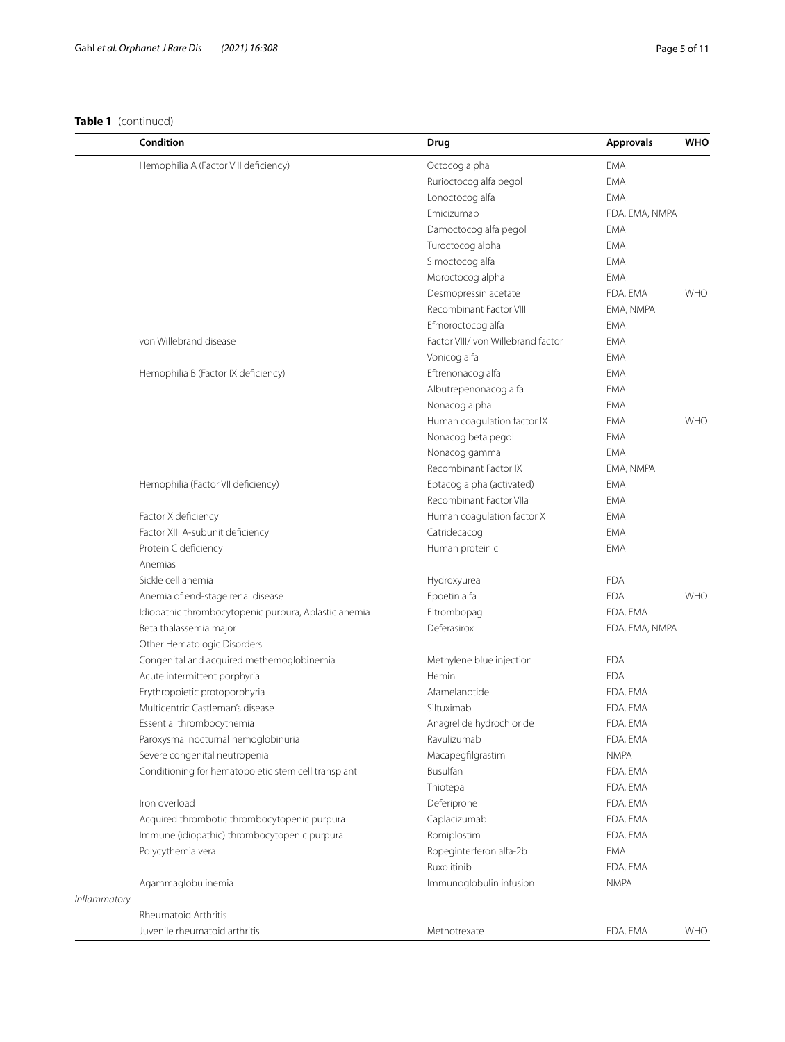**Table 1** (continued)

| | Condition | Drug | Approvals | WHO |
|---|---|---|---|---|
| | Hemophilia A (Factor VIII deficiency) | Octocog alpha | EMA | |
| | | Rurioctocog alfa pegol | EMA | |
| | | Lonoctocog alfa | EMA | |
| | | Emicizumab | FDA, EMA, NMPA | |
| | | Damoctocog alfa pegol | EMA | |
| | | Turoctocog alpha | EMA | |
| | | Simoctocog alfa | EMA | |
| | | Moroctocog alpha | EMA | |
| | | Desmopressin acetate | FDA, EMA | WHO |
| | | Recombinant Factor VIII | EMA, NMPA | |
| | | Efmoroctocog alfa | EMA | |
| | von Willebrand disease | Factor VIII/ von Willebrand factor | EMA | |
| | | Vonicog alfa | EMA | |
| | Hemophilia B (Factor IX deficiency) | Eftrenonacog alfa | EMA | |
| | | Albutrepenonacog alfa | EMA | |
| | | Nonacog alpha | EMA | |
| | | Human coagulation factor IX | EMA | WHO |
| | | Nonacog beta pegol | EMA | |
| | | Nonacog gamma | EMA | |
| | | Recombinant Factor IX | EMA, NMPA | |
| | Hemophilia (Factor VII deficiency) | Eptacog alpha (activated) | EMA | |
| | | Recombinant Factor VIIa | EMA | |
| | Factor X deficiency | Human coagulation factor X | EMA | |
| | Factor XIII A-subunit deficiency | Catridecacog | EMA | |
| | Protein C deficiency | Human protein c | EMA | |
| | Anemias | | | |
| | Sickle cell anemia | Hydroxyurea | FDA | |
| | Anemia of end-stage renal disease | Epoetin alfa | FDA | WHO |
| | Idiopathic thrombocytopenic purpura, Aplastic anemia | Eltrombopag | FDA, EMA | |
| | Beta thalassemia major | Deferasirox | FDA, EMA, NMPA | |
| | Other Hematologic Disorders | | | |
| | Congenital and acquired methemoglobinemia | Methylene blue injection | FDA | |
| | Acute intermittent porphyria | Hemin | FDA | |
| | Erythropoietic protoporphyria | Afamelanotide | FDA, EMA | |
| | Multicentric Castleman's disease | Siltuximab | FDA, EMA | |
| | Essential thrombocythemia | Anagrelide hydrochloride | FDA, EMA | |
| | Paroxysmal nocturnal hemoglobinuria | Ravulizumab | FDA, EMA | |
| | Severe congenital neutropenia | Macapegfilgrastim | NMPA | |
| | Conditioning for hematopoietic stem cell transplant | Busulfan | FDA, EMA | |
| | | Thiotepa | FDA, EMA | |
| | Iron overload | Deferiprone | FDA, EMA | |
| | Acquired thrombotic thrombocytopenic purpura | Caplacizumab | FDA, EMA | |
| | Immune (idiopathic) thrombocytopenic purpura | Romiplostim | FDA, EMA | |
| | Polycythemia vera | Ropeginterferon alfa-2b | EMA | |
| | | Ruxolitinib | FDA, EMA | |
| | Agammaglobulinemia | Immunoglobulin infusion | NMPA | |
| *Inflammatory* | | | | |
| | Rheumatoid Arthritis | | | |
| | Juvenile rheumatoid arthritis | Methotrexate | FDA, EMA | WHO |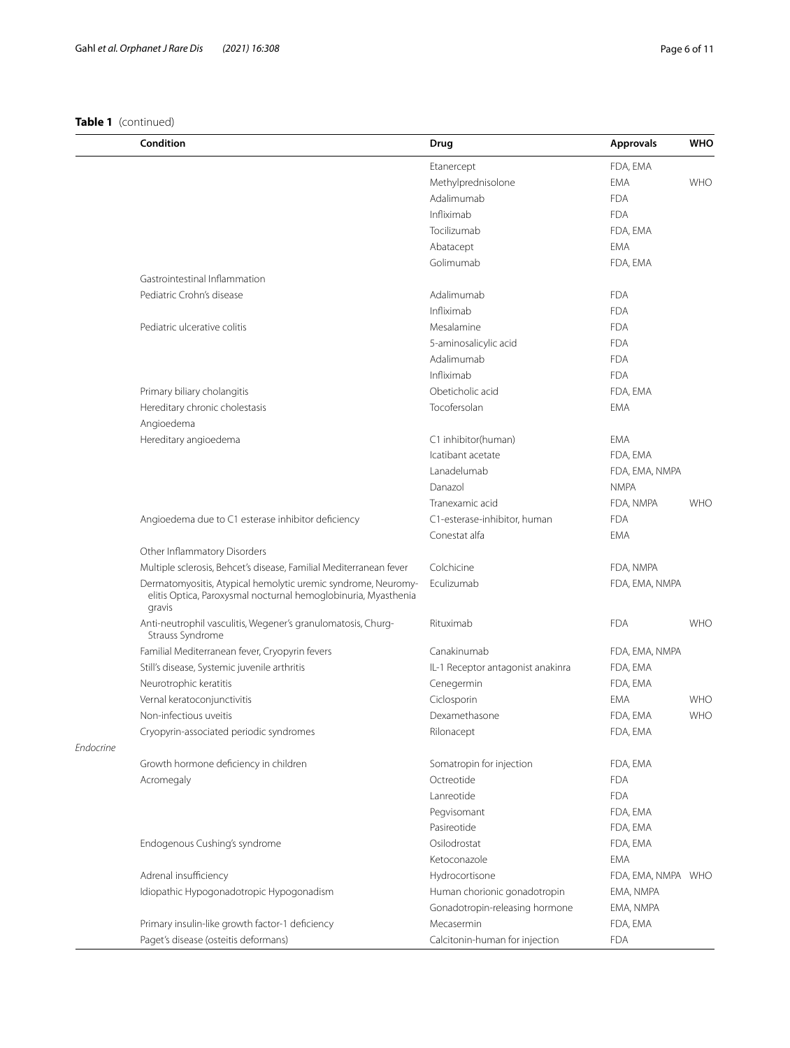**Table 1** (continued)

| | Condition | Drug | Approvals | WHO |
|---|---|---|---|---|
| | | Etanercept | FDA, EMA | |
| | | Methylprednisolone | EMA | WHO |
| | | Adalimumab | FDA | |
| | | Infliximab | FDA | |
| | | Tocilizumab | FDA, EMA | |
| | | Abatacept | EMA | |
| | | Golimumab | FDA, EMA | |
| | Gastrointestinal Inflammation | | | |
| | Pediatric Crohn's disease | Adalimumab | FDA | |
| | | Infliximab | FDA | |
| | Pediatric ulcerative colitis | Mesalamine | FDA | |
| | | 5-aminosalicylic acid | FDA | |
| | | Adalimumab | FDA | |
| | | Infliximab | FDA | |
| | Primary biliary cholangitis | Obeticholic acid | FDA, EMA | |
| | Hereditary chronic cholestasis | Tocofersolan | EMA | |
| | Angioedema | | | |
| | Hereditary angioedema | C1 inhibitor(human) | EMA | |
| | | Icatibant acetate | FDA, EMA | |
| | | Lanadelumab | FDA, EMA, NMPA | |
| | | Danazol | NMPA | |
| | | Tranexamic acid | FDA, NMPA | WHO |
| | Angioedema due to C1 esterase inhibitor deficiency | C1-esterase-inhibitor, human | FDA | |
| | | Conestat alfa | EMA | |
| | Other Inflammatory Disorders | | | |
| | Multiple sclerosis, Behcet's disease, Familial Mediterranean fever | Colchicine | FDA, NMPA | |
| | Dermatomyositis, Atypical hemolytic uremic syndrome, Neuromyelitis Optica, Paroxysmal nocturnal hemoglobinuria, Myasthenia gravis | Eculizumab | FDA, EMA, NMPA | |
| | Anti-neutrophil vasculitis, Wegener's granulomatosis, Churg-Strauss Syndrome | Rituximab | FDA | WHO |
| | Familial Mediterranean fever, Cryopyrin fevers | Canakinumab | FDA, EMA, NMPA | |
| | Still's disease, Systemic juvenile arthritis | IL-1 Receptor antagonist anakinra | FDA, EMA | |
| | Neurotrophic keratitis | Cenegermin | FDA, EMA | |
| | Vernal keratoconjunctivitis | Ciclosporin | EMA | WHO |
| | Non-infectious uveitis | Dexamethasone | FDA, EMA | WHO |
| | Cryopyrin-associated periodic syndromes | Rilonacept | FDA, EMA | |
| *Endocrine* | | | | |
| | Growth hormone deficiency in children | Somatropin for injection | FDA, EMA | |
| | Acromegaly | Octreotide | FDA | |
| | | Lanreotide | FDA | |
| | | Pegvisomant | FDA, EMA | |
| | | Pasireotide | FDA, EMA | |
| | Endogenous Cushing's syndrome | Osilodrostat | FDA, EMA | |
| | | Ketoconazole | EMA | |
| | Adrenal insufficiency | Hydrocortisone | FDA, EMA, NMPA | WHO |
| | Idiopathic Hypogonadotropic Hypogonadism | Human chorionic gonadotropin | EMA, NMPA | |
| | | Gonadotropin-releasing hormone | EMA, NMPA | |
| | Primary insulin-like growth factor-1 deficiency | Mecasermin | FDA, EMA | |
| | Paget's disease (osteitis deformans) | Calcitonin-human for injection | FDA | |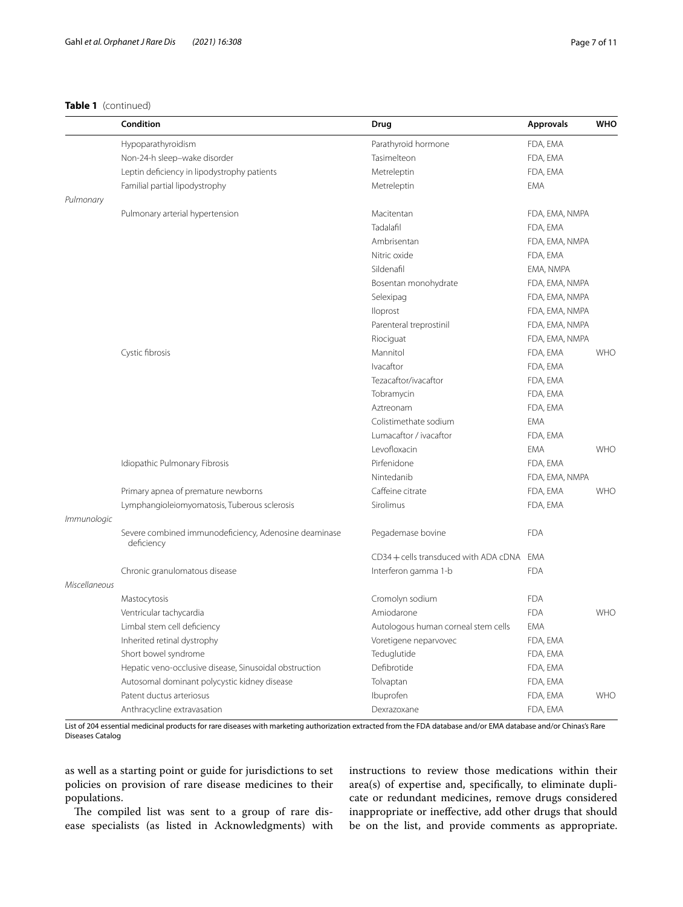**Table 1** (continued)

| | Condition | Drug | Approvals | WHO |
|---|---|---|---|---|
| | Hypoparathyroidism | Parathyroid hormone | FDA, EMA | |
| | Non-24-h sleep–wake disorder | Tasimelteon | FDA, EMA | |
| | Leptin deficiency in lipodystrophy patients | Metreleptin | FDA, EMA | |
| | Familial partial lipodystrophy | Metreleptin | EMA | |
| *Pulmonary* | | | | |
| | Pulmonary arterial hypertension | Macitentan | FDA, EMA, NMPA | |
| | | Tadalafil | FDA, EMA | |
| | | Ambrisentan | FDA, EMA, NMPA | |
| | | Nitric oxide | FDA, EMA | |
| | | Sildenafil | EMA, NMPA | |
| | | Bosentan monohydrate | FDA, EMA, NMPA | |
| | | Selexipag | FDA, EMA, NMPA | |
| | | Iloprost | FDA, EMA, NMPA | |
| | | Parenteral treprostinil | FDA, EMA, NMPA | |
| | | Riociguat | FDA, EMA, NMPA | |
| | Cystic fibrosis | Mannitol | FDA, EMA | WHO |
| | | Ivacaftor | FDA, EMA | |
| | | Tezacaftor/ivacaftor | FDA, EMA | |
| | | Tobramycin | FDA, EMA | |
| | | Aztreonam | FDA, EMA | |
| | | Colistimethate sodium | EMA | |
| | | Lumacaftor / ivacaftor | FDA, EMA | |
| | | Levofloxacin | EMA | WHO |
| | Idiopathic Pulmonary Fibrosis | Pirfenidone | FDA, EMA | |
| | | Nintedanib | FDA, EMA, NMPA | |
| | Primary apnea of premature newborns | Caffeine citrate | FDA, EMA | WHO |
| | Lymphangioleiomyomatosis, Tuberous sclerosis | Sirolimus | FDA, EMA | |
| *Immunologic* | | | | |
| | Severe combined immunodeficiency, Adenosine deaminase deficiency | Pegademase bovine | FDA | |
| | | CD34 + cells transduced with ADA cDNA | EMA | |
| | Chronic granulomatous disease | Interferon gamma 1-b | FDA | |
| *Miscellaneous* | | | | |
| | Mastocytosis | Cromolyn sodium | FDA | |
| | Ventricular tachycardia | Amiodarone | FDA | WHO |
| | Limbal stem cell deficiency | Autologous human corneal stem cells | EMA | |
| | Inherited retinal dystrophy | Voretigene neparvovec | FDA, EMA | |
| | Short bowel syndrome | Teduglutide | FDA, EMA | |
| | Hepatic veno-occlusive disease, Sinusoidal obstruction | Defibrotide | FDA, EMA | |
| | Autosomal dominant polycystic kidney disease | Tolvaptan | FDA, EMA | |
| | Patent ductus arteriosus | Ibuprofen | FDA, EMA | WHO |
| | Anthracycline extravasation | Dexrazoxane | FDA, EMA | |

List of 204 essential medicinal products for rare diseases with marketing authorization extracted from the FDA database and/or EMA database and/or Chinas's Rare Diseases Catalog

as well as a starting point or guide for jurisdictions to set policies on provision of rare disease medicines to their populations.

The compiled list was sent to a group of rare disease specialists (as listed in Acknowledgments) with instructions to review those medications within their area(s) of expertise and, specifically, to eliminate duplicate or redundant medicines, remove drugs considered inappropriate or ineffective, add other drugs that should be on the list, and provide comments as appropriate.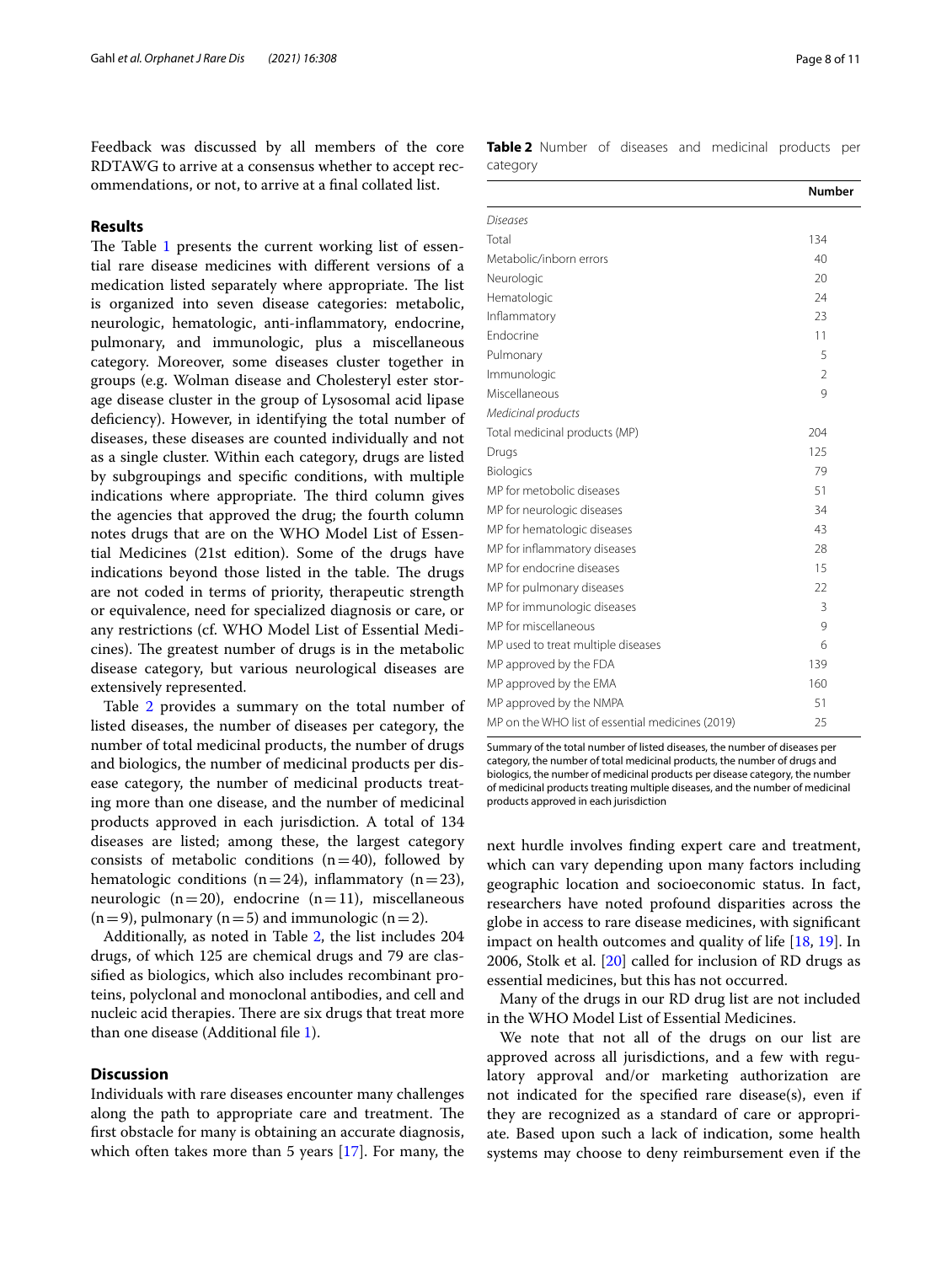Feedback was discussed by all members of the core RDTAWG to arrive at a consensus whether to accept recommendations, or not, to arrive at a final collated list.

## Results

The Table 1 presents the current working list of essential rare disease medicines with different versions of a medication listed separately where appropriate. The list is organized into seven disease categories: metabolic, neurologic, hematologic, anti-inflammatory, endocrine, pulmonary, and immunologic, plus a miscellaneous category. Moreover, some diseases cluster together in groups (e.g. Wolman disease and Cholesteryl ester storage disease cluster in the group of Lysosomal acid lipase deficiency). However, in identifying the total number of diseases, these diseases are counted individually and not as a single cluster. Within each category, drugs are listed by subgroupings and specific conditions, with multiple indications where appropriate. The third column gives the agencies that approved the drug; the fourth column notes drugs that are on the WHO Model List of Essential Medicines (21st edition). Some of the drugs have indications beyond those listed in the table. The drugs are not coded in terms of priority, therapeutic strength or equivalence, need for specialized diagnosis or care, or any restrictions (cf. WHO Model List of Essential Medicines). The greatest number of drugs is in the metabolic disease category, but various neurological diseases are extensively represented.

Table 2 provides a summary on the total number of listed diseases, the number of diseases per category, the number of total medicinal products, the number of drugs and biologics, the number of medicinal products per disease category, the number of medicinal products treating more than one disease, and the number of medicinal products approved in each jurisdiction. A total of 134 diseases are listed; among these, the largest category consists of metabolic conditions (n = 40), followed by hematologic conditions (n = 24), inflammatory (n = 23), neurologic (n = 20), endocrine (n = 11), miscellaneous (n = 9), pulmonary (n = 5) and immunologic (n = 2).

Additionally, as noted in Table 2, the list includes 204 drugs, of which 125 are chemical drugs and 79 are classified as biologics, which also includes recombinant proteins, polyclonal and monoclonal antibodies, and cell and nucleic acid therapies. There are six drugs that treat more than one disease (Additional file 1).

**Table 2** Number of diseases and medicinal products per category

| | Number |
|---|---|
| *Diseases* | |
| Total | 134 |
| Metabolic/inborn errors | 40 |
| Neurologic | 20 |
| Hematologic | 24 |
| Inflammatory | 23 |
| Endocrine | 11 |
| Pulmonary | 5 |
| Immunologic | 2 |
| Miscellaneous | 9 |
| *Medicinal products* | |
| Total medicinal products (MP) | 204 |
| Drugs | 125 |
| Biologics | 79 |
| MP for metobolic diseases | 51 |
| MP for neurologic diseases | 34 |
| MP for hematologic diseases | 43 |
| MP for inflammatory diseases | 28 |
| MP for endocrine diseases | 15 |
| MP for pulmonary diseases | 22 |
| MP for immunologic diseases | 3 |
| MP for miscellaneous | 9 |
| MP used to treat multiple diseases | 6 |
| MP approved by the FDA | 139 |
| MP approved by the EMA | 160 |
| MP approved by the NMPA | 51 |
| MP on the WHO list of essential medicines (2019) | 25 |

Summary of the total number of listed diseases, the number of diseases per category, the number of total medicinal products, the number of drugs and biologics, the number of medicinal products per disease category, the number of medicinal products treating multiple diseases, and the number of medicinal products approved in each jurisdiction

## Discussion

Individuals with rare diseases encounter many challenges along the path to appropriate care and treatment. The first obstacle for many is obtaining an accurate diagnosis, which often takes more than 5 years [17]. For many, the next hurdle involves finding expert care and treatment, which can vary depending upon many factors including geographic location and socioeconomic status. In fact, researchers have noted profound disparities across the globe in access to rare disease medicines, with significant impact on health outcomes and quality of life [18, 19]. In 2006, Stolk et al. [20] called for inclusion of RD drugs as essential medicines, but this has not occurred.

Many of the drugs in our RD drug list are not included in the WHO Model List of Essential Medicines.

We note that not all of the drugs on our list are approved across all jurisdictions, and a few with regulatory approval and/or marketing authorization are not indicated for the specified rare disease(s), even if they are recognized as a standard of care or appropriate. Based upon such a lack of indication, some health systems may choose to deny reimbursement even if the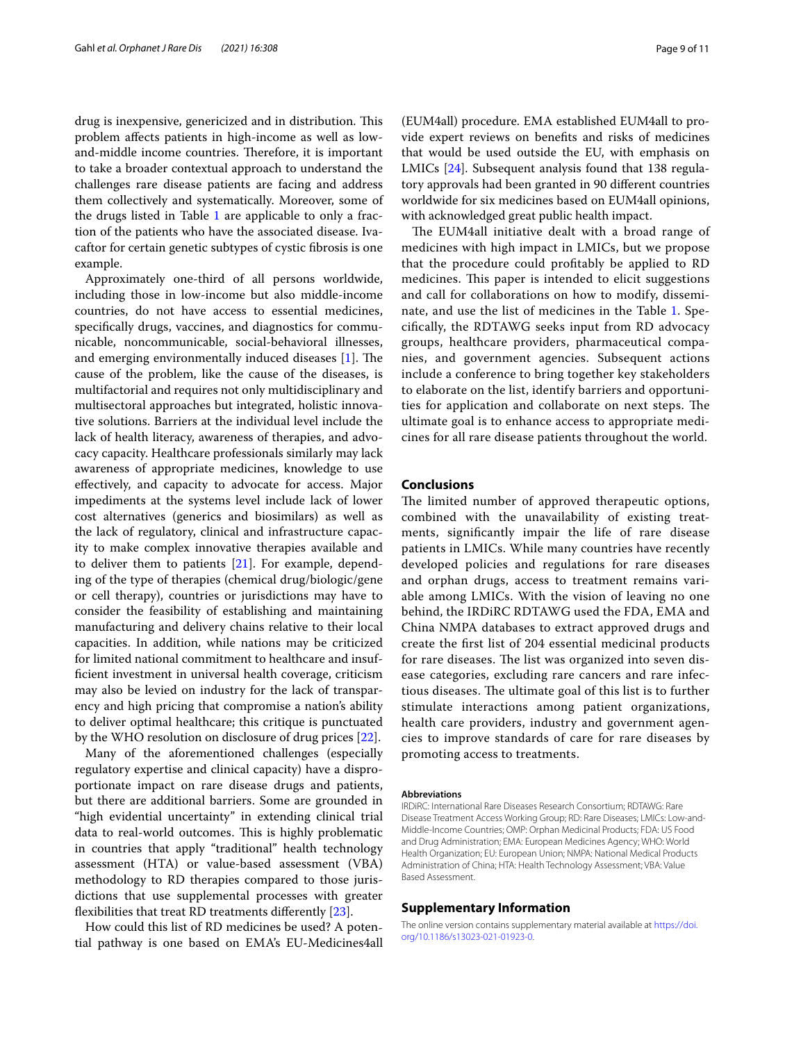drug is inexpensive, genericized and in distribution. This problem affects patients in high-income as well as low-and-middle income countries. Therefore, it is important to take a broader contextual approach to understand the challenges rare disease patients are facing and address them collectively and systematically. Moreover, some of the drugs listed in Table 1 are applicable to only a fraction of the patients who have the associated disease. Ivacaftor for certain genetic subtypes of cystic fibrosis is one example.

Approximately one-third of all persons worldwide, including those in low-income but also middle-income countries, do not have access to essential medicines, specifically drugs, vaccines, and diagnostics for communicable, noncommunicable, social-behavioral illnesses, and emerging environmentally induced diseases [1]. The cause of the problem, like the cause of the diseases, is multifactorial and requires not only multidisciplinary and multisectoral approaches but integrated, holistic innovative solutions. Barriers at the individual level include the lack of health literacy, awareness of therapies, and advocacy capacity. Healthcare professionals similarly may lack awareness of appropriate medicines, knowledge to use effectively, and capacity to advocate for access. Major impediments at the systems level include lack of lower cost alternatives (generics and biosimilars) as well as the lack of regulatory, clinical and infrastructure capacity to make complex innovative therapies available and to deliver them to patients [21]. For example, depending of the type of therapies (chemical drug/biologic/gene or cell therapy), countries or jurisdictions may have to consider the feasibility of establishing and maintaining manufacturing and delivery chains relative to their local capacities. In addition, while nations may be criticized for limited national commitment to healthcare and insufficient investment in universal health coverage, criticism may also be levied on industry for the lack of transparency and high pricing that compromise a nation's ability to deliver optimal healthcare; this critique is punctuated by the WHO resolution on disclosure of drug prices [22].

Many of the aforementioned challenges (especially regulatory expertise and clinical capacity) have a disproportionate impact on rare disease drugs and patients, but there are additional barriers. Some are grounded in "high evidential uncertainty" in extending clinical trial data to real-world outcomes. This is highly problematic in countries that apply "traditional" health technology assessment (HTA) or value-based assessment (VBA) methodology to RD therapies compared to those jurisdictions that use supplemental processes with greater flexibilities that treat RD treatments differently [23].

How could this list of RD medicines be used? A potential pathway is one based on EMA's EU-Medicines4all (EUM4all) procedure. EMA established EUM4all to provide expert reviews on benefits and risks of medicines that would be used outside the EU, with emphasis on LMICs [24]. Subsequent analysis found that 138 regulatory approvals had been granted in 90 different countries worldwide for six medicines based on EUM4all opinions, with acknowledged great public health impact.

The EUM4all initiative dealt with a broad range of medicines with high impact in LMICs, but we propose that the procedure could profitably be applied to RD medicines. This paper is intended to elicit suggestions and call for collaborations on how to modify, disseminate, and use the list of medicines in the Table 1. Specifically, the RDTAWG seeks input from RD advocacy groups, healthcare providers, pharmaceutical companies, and government agencies. Subsequent actions include a conference to bring together key stakeholders to elaborate on the list, identify barriers and opportunities for application and collaborate on next steps. The ultimate goal is to enhance access to appropriate medicines for all rare disease patients throughout the world.

## Conclusions

The limited number of approved therapeutic options, combined with the unavailability of existing treatments, significantly impair the life of rare disease patients in LMICs. While many countries have recently developed policies and regulations for rare diseases and orphan drugs, access to treatment remains variable among LMICs. With the vision of leaving no one behind, the IRDiRC RDTAWG used the FDA, EMA and China NMPA databases to extract approved drugs and create the first list of 204 essential medicinal products for rare diseases. The list was organized into seven disease categories, excluding rare cancers and rare infectious diseases. The ultimate goal of this list is to further stimulate interactions among patient organizations, health care providers, industry and government agencies to improve standards of care for rare diseases by promoting access to treatments.

#### Abbreviations

IRDiRC: International Rare Diseases Research Consortium; RDTAWG: Rare Disease Treatment Access Working Group; RD: Rare Diseases; LMICs: Low-and-Middle-Income Countries; OMP: Orphan Medicinal Products; FDA: US Food and Drug Administration; EMA: European Medicines Agency; WHO: World Health Organization; EU: European Union; NMPA: National Medical Products Administration of China; HTA: Health Technology Assessment; VBA: Value Based Assessment.

## Supplementary Information

The online version contains supplementary material available at https://doi.org/10.1186/s13023-021-01923-0.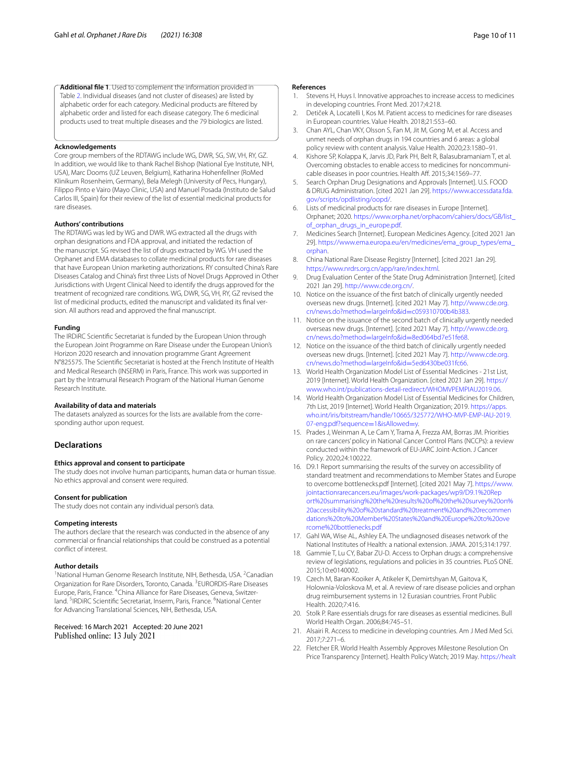**Additional file 1.** Used to complement the information provided in Table 2. Individual diseases (and not cluster of diseases) are listed by alphabetic order for each category. Medicinal products are filtered by alphabetic order and listed for each disease category. The 6 medicinal products used to treat multiple diseases and the 79 biologics are listed.

### Acknowledgements

Core group members of the RDTAWG include WG, DWR, SG, SW, VH, RY, GZ. In addition, we would like to thank Rachel Bishop (National Eye Institute, NIH, USA), Marc Dooms (UZ Leuven, Belgium), Katharina Hohenfellner (RoMed Klinikum Rosenheim, Germany), Bela Melegh (University of Pecs, Hungary), Filippo Pinto e Vairo (Mayo Clinic, USA) and Manuel Posada (Instituto de Salud Carlos III, Spain) for their review of the list of essential medicinal products for rare diseases.

### Authors' contributions

The RDTAWG was led by WG and DWR. WG extracted all the drugs with orphan designations and FDA approval, and initiated the redaction of the manuscript. SG revised the list of drugs extracted by WG. VH used the Orphanet and EMA databases to collate medicinal products for rare diseases that have European Union marketing authorizations. RY consulted China's Rare Diseases Catalog and China's first three Lists of Novel Drugs Approved in Other Jurisdictions with Urgent Clinical Need to identify the drugs approved for the treatment of recognized rare conditions. WG, DWR, SG, VH, RY, GZ revised the list of medicinal products, edited the manuscript and validated its final version. All authors read and approved the final manuscript.

### Funding

The IRDiRC Scientific Secretariat is funded by the European Union through the European Joint Programme on Rare Disease under the European Union's Horizon 2020 research and innovation programme Grant Agreement N°825575. The Scientific Secretariat is hosted at the French Institute of Health and Medical Research (INSERM) in Paris, France. This work was supported in part by the Intramural Research Program of the National Human Genome Research Institute.

### Availability of data and materials

The datasets analyzed as sources for the lists are available from the corresponding author upon request.

## Declarations

### Ethics approval and consent to participate

The study does not involve human participants, human data or human tissue. No ethics approval and consent were required.

### Consent for publication

The study does not contain any individual person's data.

### Competing interests

The authors declare that the research was conducted in the absence of any commercial or financial relationships that could be construed as a potential conflict of interest.

### Author details

[1]National Human Genome Research Institute, NIH, Bethesda, USA. [2]Canadian Organization for Rare Disorders, Toronto, Canada. [3]EURORDIS-Rare Diseases Europe, Paris, France. [4]China Alliance for Rare Diseases, Geneva, Switzerland. [5]IRDiRC Scientific Secretariat, Inserm, Paris, France. [6]National Center for Advancing Translational Sciences, NIH, Bethesda, USA.

Received: 16 March 2021 Accepted: 20 June 2021
Published online: 13 July 2021

### References

1. Stevens H, Huys I. Innovative approaches to increase access to medicines in developing countries. Front Med. 2017;4:218.
2. Detiček A, Locatelli I, Kos M. Patient access to medicines for rare diseases in European countries. Value Health. 2018;21:553–60.
3. Chan AYL, Chan VKY, Olsson S, Fan M, Jit M, Gong M, et al. Access and unmet needs of orphan drugs in 194 countries and 6 areas: a global policy review with content analysis. Value Health. 2020;23:1580–91.
4. Kishore SP, Kolappa K, Jarvis JD, Park PH, Belt R, Balasubramaniam T, et al. Overcoming obstacles to enable access to medicines for noncommunicable diseases in poor countries. Health Aff. 2015;34:1569–77.
5. Search Orphan Drug Designations and Approvals [Internet]. U.S. FOOD & DRUG Administration. [cited 2021 Jan 29]. https://www.accessdata.fda.gov/scripts/opdlisting/oopd/.
6. Lists of medicinal products for rare diseases in Europe [Internet]. Orphanet; 2020. https://www.orpha.net/orphacom/cahiers/docs/GB/list_of_orphan_drugs_in_europe.pdf.
7. Medicines Search [Internet]. European Medicines Agency. [cited 2021 Jan 29]. https://www.ema.europa.eu/en/medicines/ema_group_types/ema_orphan.
8. China National Rare Disease Registry [Internet]. [cited 2021 Jan 29]. https://www.nrdrs.org.cn/app/rare/index.html.
9. Drug Evaluation Center of the State Drug Administration [Internet]. [cited 2021 Jan 29]. http://www.cde.org.cn/.
10. Notice on the issuance of the first batch of clinically urgently needed overseas new drugs. [Internet]. [cited 2021 May 7]. http://www.cde.org.cn/news.do?method=largeInfo&id=c059310700b4b383.
11. Notice on the issuance of the second batch of clinically urgently needed overseas new drugs. [Internet]. [cited 2021 May 7]. http://www.cde.org.cn/news.do?method=largeInfo&id=8ed064bd7e51fe68.
12. Notice on the issuance of the third batch of clinically urgently needed overseas new drugs. [Internet]. [cited 2021 May 7]. http://www.cde.org.cn/news.do?method=largeInfo&id=5ed6430be031fc66.
13. World Health Organization Model List of Essential Medicines - 21st List, 2019 [Internet]. World Health Organization. [cited 2021 Jan 29]. https://www.who.int/publications-detail-redirect/WHOMVPEMPIAU2019.06.
14. World Health Organization Model List of Essential Medicines for Children, 7th List, 2019 [Internet]. World Health Organization; 2019. https://apps.who.int/iris/bitstream/handle/10665/325772/WHO-MVP-EMP-IAU-2019.07-eng.pdf?sequence=1&isAllowed=y.
15. Prades J, Weinman A, Le Cam Y, Trama A, Frezza AM, Borras JM. Priorities on rare cancers' policy in National Cancer Control Plans (NCCPs): a review conducted within the framework of EU-JARC Joint-Action. J Cancer Policy. 2020;24:100222.
16. D9.1 Report summarising the results of the survey on accessibility of standard treatment and recommendations to Member States and Europe to overcome bottlenecks.pdf [Internet]. [cited 2021 May 7]. https://www.jointactionrarecancers.eu/images/work-packages/wp9/D9.1%20Report%20summarising%20the%20results%20of%20the%20survey%20on%20accessibility%20of%20standard%20treatment%20and%20recommendations%20to%20Member%20States%20and%20Europe%20to%20overcome%20bottlenecks.pdf
17. Gahl WA, Wise AL, Ashley EA. The undiagnosed diseases network of the National Institutes of Health: a national extension. JAMA. 2015;314:1797.
18. Gammie T, Lu CY, Babar ZU-D. Access to Orphan drugs: a comprehensive review of legislations, regulations and policies in 35 countries. PLoS ONE. 2015;10:e0140002.
19. Czech M, Baran-Kooiker A, Atikeler K, Demirtshyan M, Gaitova K, Holownia-Voloskova M, et al. A review of rare disease policies and orphan drug reimbursement systems in 12 Eurasian countries. Front Public Health. 2020;7:416.
20. Stolk P. Rare essentials drugs for rare diseases as essential medicines. Bull World Health Organ. 2006;84:745–51.
21. Alsairi R. Access to medicine in developing countries. Am J Med Med Sci. 2017;7:271–6.
22. Fletcher ER. World Health Assembly Approves Milestone Resolution On Price Transparency [Internet]. Health Policy Watch; 2019 May. https://healt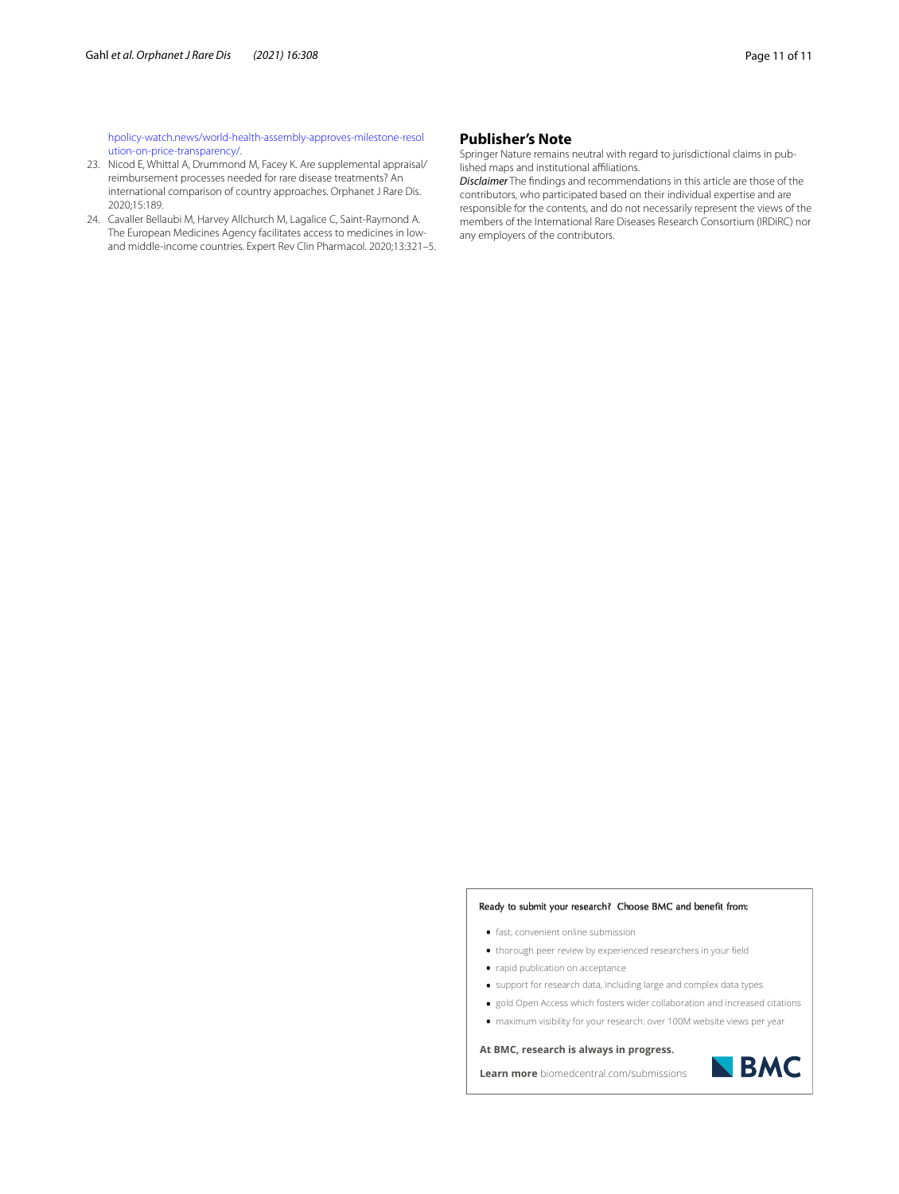hpolicy-watch.news/world-health-assembly-approves-milestone-resolution-on-price-transparency/.

23. Nicod E, Whittal A, Drummond M, Facey K. Are supplemental appraisal/reimbursement processes needed for rare disease treatments? An international comparison of country approaches. Orphanet J Rare Dis. 2020;15:189.
24. Cavaller Bellaubi M, Harvey Allchurch M, Lagalice C, Saint-Raymond A. The European Medicines Agency facilitates access to medicines in low- and middle-income countries. Expert Rev Clin Pharmacol. 2020;13:321–5.

## Publisher's Note

Springer Nature remains neutral with regard to jurisdictional claims in published maps and institutional affiliations.

*Disclaimer* The findings and recommendations in this article are those of the contributors, who participated based on their individual expertise and are responsible for the contents, and do not necessarily represent the views of the members of the International Rare Diseases Research Consortium (IRDiRC) nor any employers of the contributors.

Ready to submit your research? Choose BMC and benefit from:

- fast, convenient online submission
- thorough peer review by experienced researchers in your field
- rapid publication on acceptance
- support for research data, including large and complex data types
- gold Open Access which fosters wider collaboration and increased citations
- maximum visibility for your research: over 100M website views per year

**At BMC, research is always in progress.**

**Learn more** biomedcentral.com/submissions

BMC